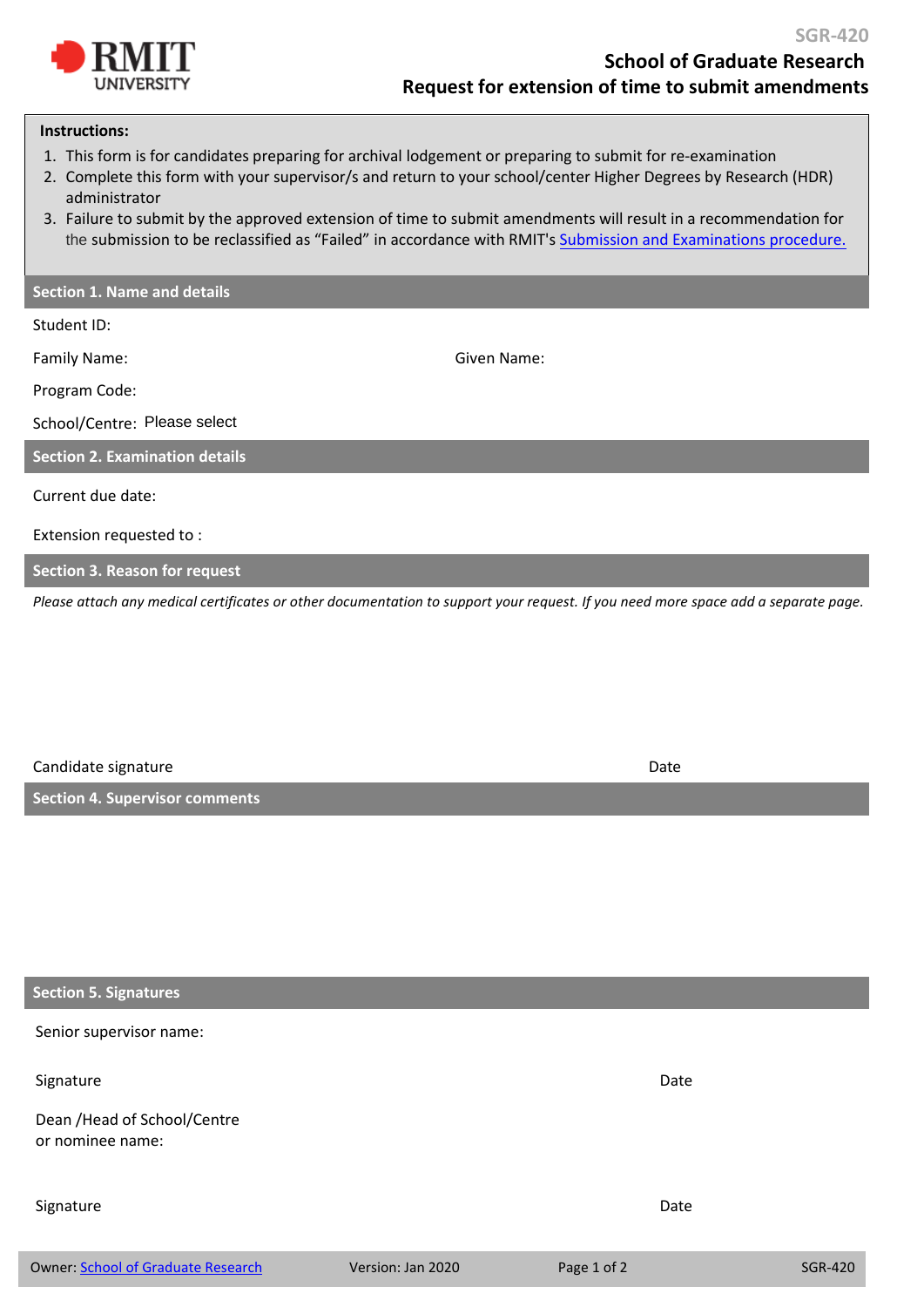SGR-420

# School of Graduate Research

## Request for extension of time to submit amendments

**Instructions:**

1. This form is for candidates preparing for archival lodgement or preparing to submit for re-examination
2. Complete this form with your supervisor/s and return to your school/center Higher Degrees by Research (HDR) administrator
3. Failure to submit by the approved extension of time to submit amendments will result in a recommendation for the submission to be reclassified as "Failed" in accordance with RMIT's [Submission and Examinations procedure.]()

### Section 1. Name and details

Student ID:

Family Name: Given Name:

Program Code:

School/Centre: Please select

### Section 2. Examination details

Current due date:

Extension requested to :

### Section 3. Reason for request

*Please attach any medical certificates or other documentation to support your request. If you need more space add a separate page.*

Candidate signature Date

### Section 4. Supervisor comments

### Section 5. Signatures

Senior supervisor name:

Signature Date

Dean /Head of School/Centre or nominee name:

Signature Date

Owner: [School of Graduate Research]() Version: Jan 2020 SGR-420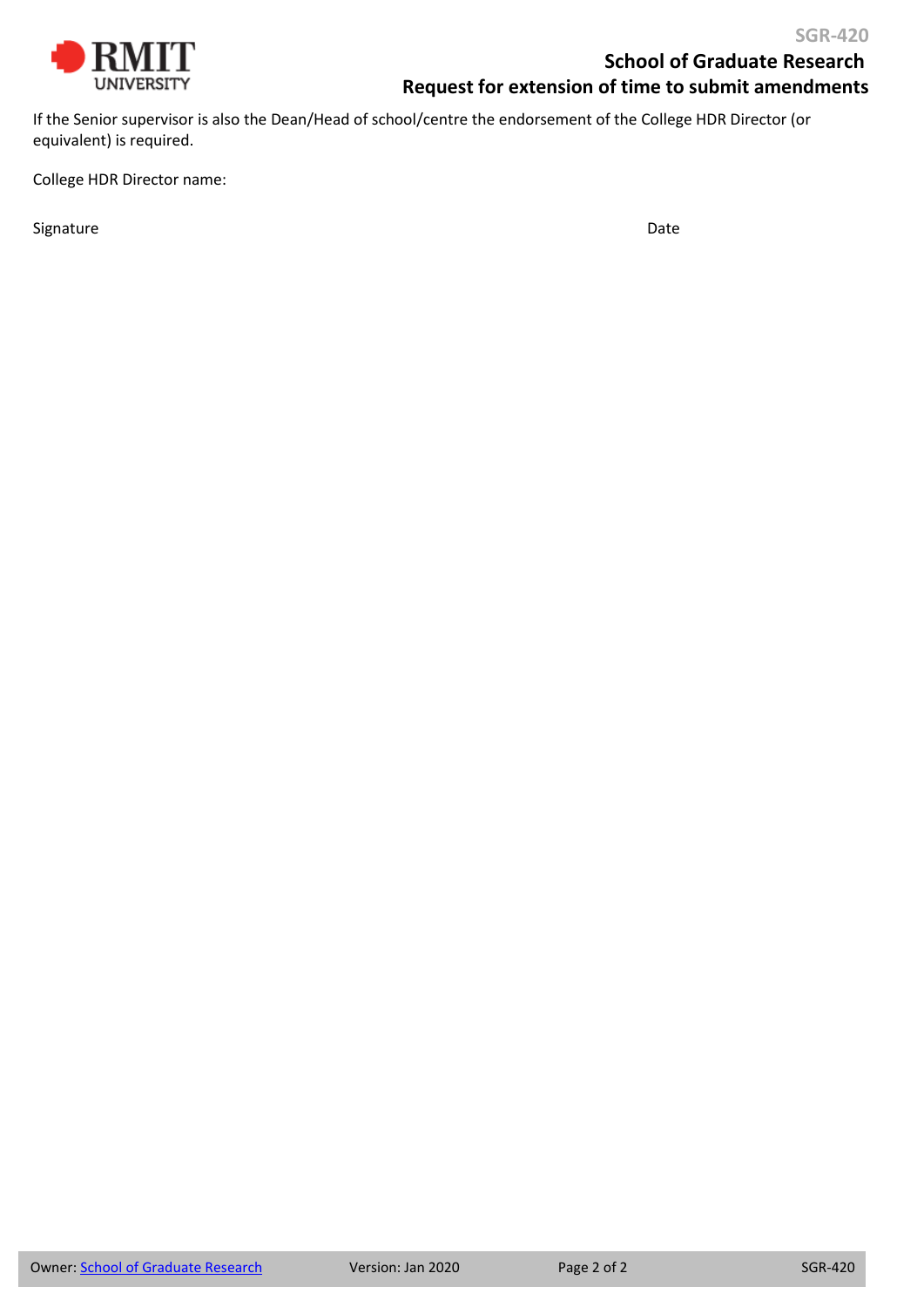If the Senior supervisor is also the Dean/Head of school/centre the endorsement of the College HDR Director (or equivalent) is required.

College HDR Director name:

Signature Date